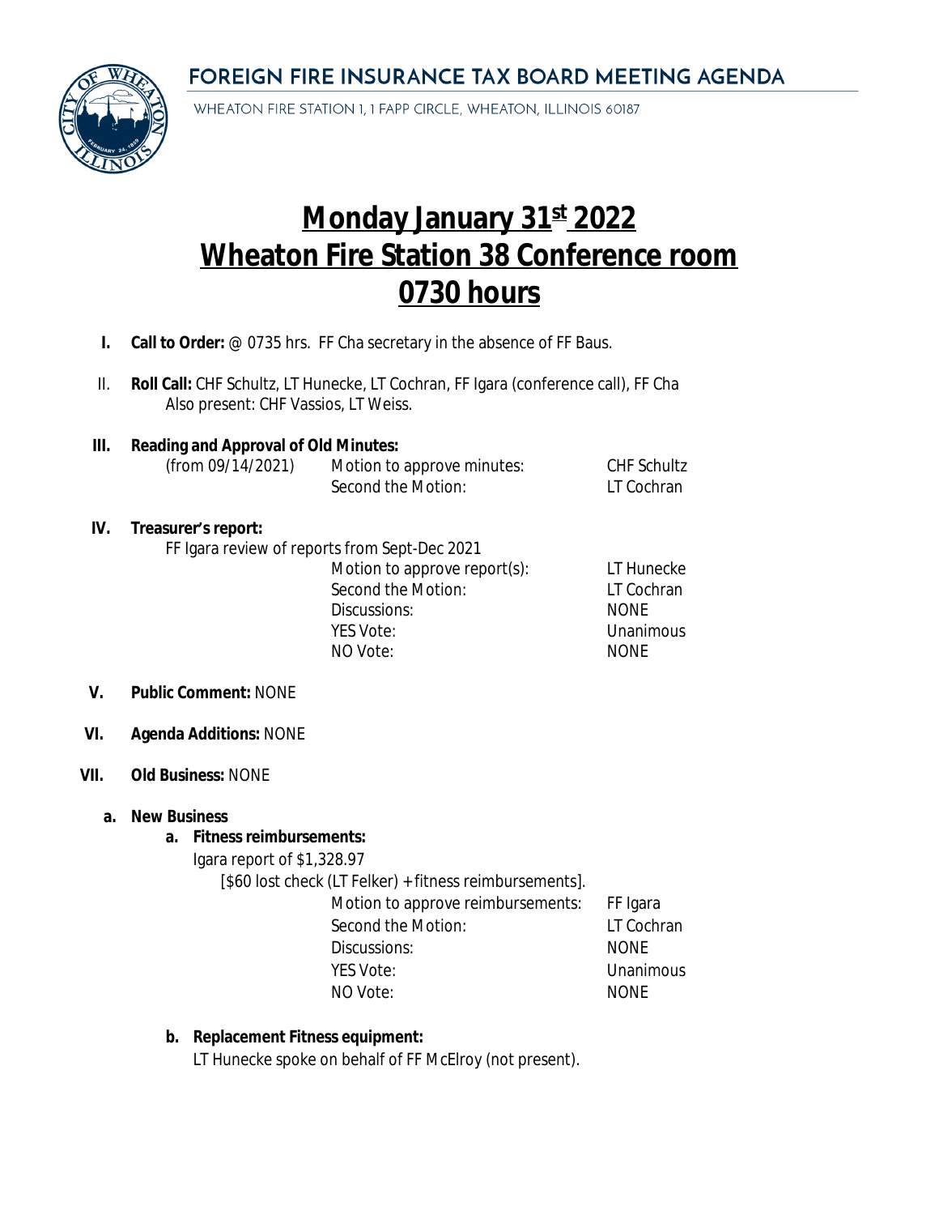# FOREIGN FIRE INSURANCE TAX BOARD MEETING AGENDA

WHEATON FIRE STATION 1, 1 FAPP CIRCLE, WHEATON, ILLINOIS 60187

## Monday January 31st 2022
## Wheaton Fire Station 38 Conference room
## 0730 hours

**I. Call to Order:** @ 0735 hrs. FF Cha secretary in the absence of FF Baus.

II. **Roll Call:** CHF Schultz, LT Hunecke, LT Cochran, FF Igara (conference call), FF Cha
Also present: CHF Vassios, LT Weiss.

**III. Reading and Approval of Old Minutes:**

| (from 09/14/2021) | Motion to approve minutes: | CHF Schultz |
|---|---|---|
| | Second the Motion: | LT Cochran |

**IV. Treasurer's report:**

FF Igara review of reports from Sept-Dec 2021

| Motion to approve report(s): | LT Hunecke |
|---|---|
| Second the Motion: | LT Cochran |
| Discussions: | NONE |
| YES Vote: | Unanimous |
| NO Vote: | NONE |

**V. Public Comment:** NONE

**VI. Agenda Additions:** NONE

**VII. Old Business:** NONE

**a. New Business**

**a. Fitness reimbursements:**

Igara report of $1,328.97

[$60 lost check (LT Felker) + fitness reimbursements].

| Motion to approve reimbursements: | FF Igara |
|---|---|
| Second the Motion: | LT Cochran |
| Discussions: | NONE |
| YES Vote: | Unanimous |
| NO Vote: | NONE |

**b. Replacement Fitness equipment:**

LT Hunecke spoke on behalf of FF McElroy (not present).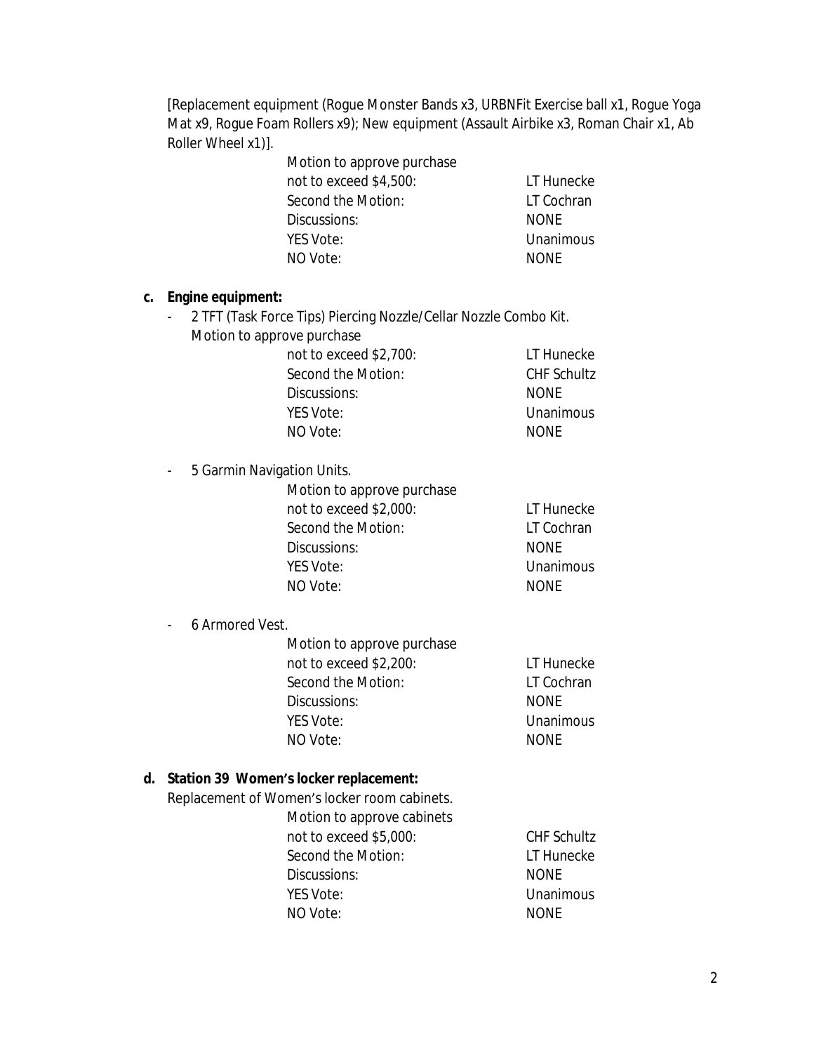[Replacement equipment (Rogue Monster Bands x3, URBNFit Exercise ball x1, Rogue Yoga Mat x9, Rogue Foam Rollers x9); New equipment (Assault Airbike x3, Roman Chair x1, Ab Roller Wheel x1)].

| | |
|---|---|
| Motion to approve purchase not to exceed $4,500: | LT Hunecke |
| Second the Motion: | LT Cochran |
| Discussions: | NONE |
| YES Vote: | Unanimous |
| NO Vote: | NONE |

**c. Engine equipment:**

- 2 TFT (Task Force Tips) Piercing Nozzle/Cellar Nozzle Combo Kit.
  Motion to approve purchase

| | |
|---|---|
| not to exceed $2,700: | LT Hunecke |
| Second the Motion: | CHF Schultz |
| Discussions: | NONE |
| YES Vote: | Unanimous |
| NO Vote: | NONE |

- 5 Garmin Navigation Units.

| | |
|---|---|
| Motion to approve purchase not to exceed $2,000: | LT Hunecke |
| Second the Motion: | LT Cochran |
| Discussions: | NONE |
| YES Vote: | Unanimous |
| NO Vote: | NONE |

- 6 Armored Vest.

| | |
|---|---|
| Motion to approve purchase not to exceed $2,200: | LT Hunecke |
| Second the Motion: | LT Cochran |
| Discussions: | NONE |
| YES Vote: | Unanimous |
| NO Vote: | NONE |

**d. Station 39 Women's locker replacement:**

Replacement of Women's locker room cabinets.

| | |
|---|---|
| Motion to approve cabinets not to exceed $5,000: | CHF Schultz |
| Second the Motion: | LT Hunecke |
| Discussions: | NONE |
| YES Vote: | Unanimous |
| NO Vote: | NONE |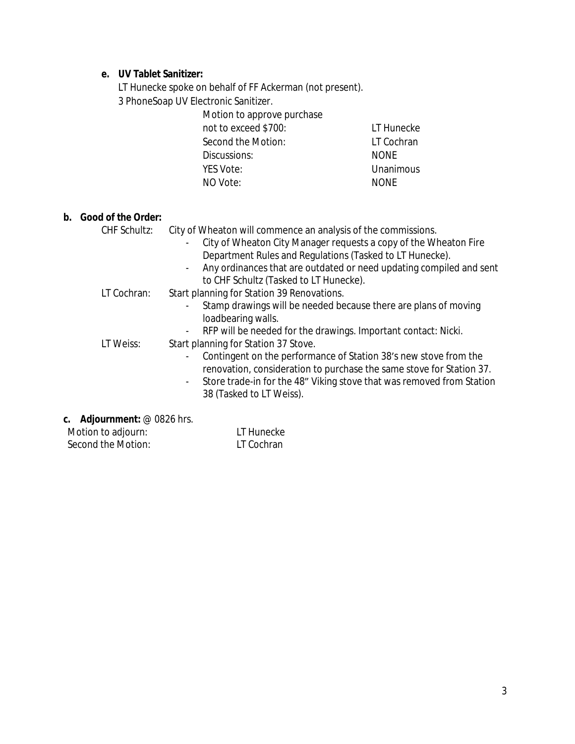**e. UV Tablet Sanitizer:**

LT Hunecke spoke on behalf of FF Ackerman (not present).

3 PhoneSoap UV Electronic Sanitizer.

| | |
|---|---|
| Motion to approve purchase not to exceed $700: | LT Hunecke |
| Second the Motion: | LT Cochran |
| Discussions: | NONE |
| YES Vote: | Unanimous |
| NO Vote: | NONE |

**b. Good of the Order:**

CHF Schultz: City of Wheaton will commence an analysis of the commissions.

- City of Wheaton City Manager requests a copy of the Wheaton Fire Department Rules and Regulations (Tasked to LT Hunecke).
- Any ordinances that are outdated or need updating compiled and sent to CHF Schultz (Tasked to LT Hunecke).

LT Cochran: Start planning for Station 39 Renovations.

- Stamp drawings will be needed because there are plans of moving loadbearing walls.
- RFP will be needed for the drawings. Important contact: Nicki.

LT Weiss: Start planning for Station 37 Stove.

- Contingent on the performance of Station 38's new stove from the renovation, consideration to purchase the same stove for Station 37.
- Store trade-in for the 48" Viking stove that was removed from Station 38 (Tasked to LT Weiss).

**c. Adjournment:** @ 0826 hrs.

| | |
|---|---|
| Motion to adjourn: | LT Hunecke |
| Second the Motion: | LT Cochran |